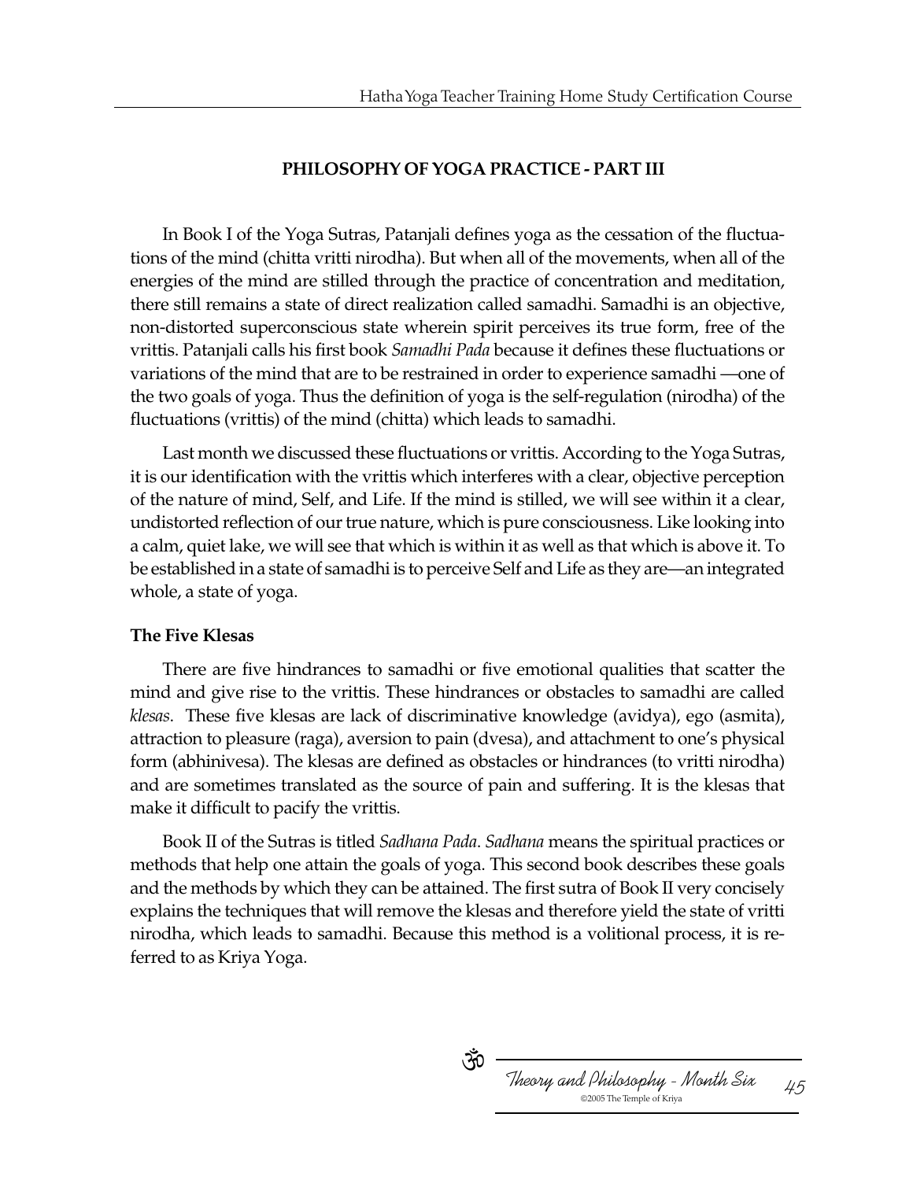## PHILOSOPHY OF YOGA PRACTICE - PART III

In Book I of the Yoga Sutras, Patanjali defines yoga as the cessation of the fluctuations of the mind (chitta vritti nirodha). But when all of the movements, when all of the energies of the mind are stilled through the practice of concentration and meditation, there still remains a state of direct realization called samadhi. Samadhi is an objective, non-distorted superconscious state wherein spirit perceives its true form, free of the vrittis. Patanjali calls his first book *Samadhi Pada* because it defines these fluctuations or variations of the mind that are to be restrained in order to experience samadhi —one of the two goals of yoga. Thus the definition of yoga is the self-regulation (nirodha) of the fluctuations (vrittis) of the mind (chitta) which leads to samadhi.

Last month we discussed these fluctuations or vrittis. According to the Yoga Sutras, it is our identification with the vrittis which interferes with a clear, objective perception of the nature of mind, Self, and Life. If the mind is stilled, we will see within it a clear, undistorted reflection of our true nature, which is pure consciousness. Like looking into a calm, quiet lake, we will see that which is within it as well as that which is above it. To be established in a state of samadhi is to perceive Self and Life as they are—an integrated whole, a state of yoga.

### The Five Klesas

There are five hindrances to samadhi or five emotional qualities that scatter the mind and give rise to the vrittis. These hindrances or obstacles to samadhi are called *klesas*. These five klesas are lack of discriminative knowledge (avidya), ego (asmita), attraction to pleasure (raga), aversion to pain (dvesa), and attachment to one's physical form (abhinivesa). The klesas are defined as obstacles or hindrances (to vritti nirodha) and are sometimes translated as the source of pain and suffering. It is the klesas that make it difficult to pacify the vrittis.

Book II of the Sutras is titled *Sadhana Pada*. *Sadhana* means the spiritual practices or methods that help one attain the goals of yoga. This second book describes these goals and the methods by which they can be attained. The first sutra of Book II very concisely explains the techniques that will remove the klesas and therefore yield the state of vritti nirodha, which leads to samadhi. Because this method is a volitional process, it is referred to as Kriya Yoga.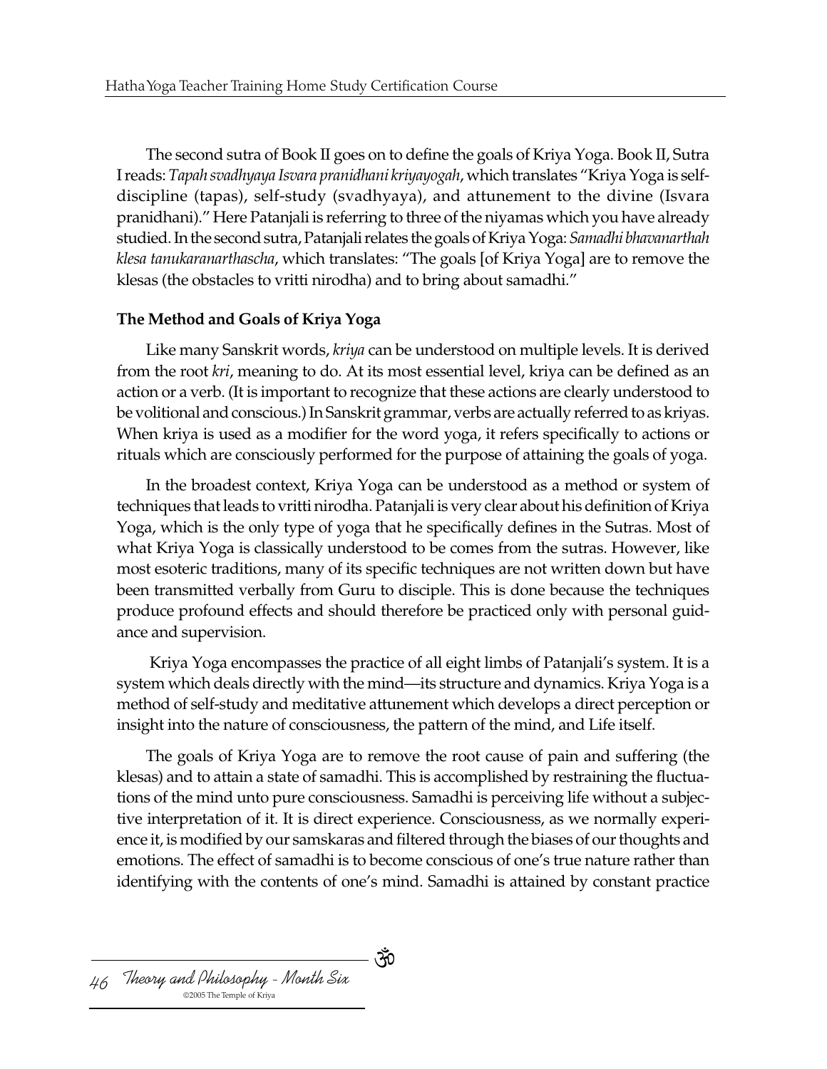The second sutra of Book II goes on to define the goals of Kriya Yoga. Book II, Sutra I reads: *Tapah svadhyaya Isvara pranidhani kriyayogah*, which translates "Kriya Yoga is self-discipline (tapas), self-study (svadhyaya), and attunement to the divine (Isvara pranidhani)." Here Patanjali is referring to three of the niyamas which you have already studied. In the second sutra, Patanjali relates the goals of Kriya Yoga: *Samadhi bhavanarthah klesa tanukaranarthascha*, which translates: "The goals [of Kriya Yoga] are to remove the klesas (the obstacles to vritti nirodha) and to bring about samadhi."

**The Method and Goals of Kriya Yoga**

Like many Sanskrit words, *kriya* can be understood on multiple levels. It is derived from the root *kri*, meaning to do. At its most essential level, kriya can be defined as an action or a verb. (It is important to recognize that these actions are clearly understood to be volitional and conscious.) In Sanskrit grammar, verbs are actually referred to as kriyas. When kriya is used as a modifier for the word yoga, it refers specifically to actions or rituals which are consciously performed for the purpose of attaining the goals of yoga.

In the broadest context, Kriya Yoga can be understood as a method or system of techniques that leads to vritti nirodha. Patanjali is very clear about his definition of Kriya Yoga, which is the only type of yoga that he specifically defines in the Sutras. Most of what Kriya Yoga is classically understood to be comes from the sutras. However, like most esoteric traditions, many of its specific techniques are not written down but have been transmitted verbally from Guru to disciple. This is done because the techniques produce profound effects and should therefore be practiced only with personal guidance and supervision.

Kriya Yoga encompasses the practice of all eight limbs of Patanjali's system. It is a system which deals directly with the mind—its structure and dynamics. Kriya Yoga is a method of self-study and meditative attunement which develops a direct perception or insight into the nature of consciousness, the pattern of the mind, and Life itself.

The goals of Kriya Yoga are to remove the root cause of pain and suffering (the klesas) and to attain a state of samadhi. This is accomplished by restraining the fluctuations of the mind unto pure consciousness. Samadhi is perceiving life without a subjective interpretation of it. It is direct experience. Consciousness, as we normally experience it, is modified by our samskaras and filtered through the biases of our thoughts and emotions. The effect of samadhi is to become conscious of one's true nature rather than identifying with the contents of one's mind. Samadhi is attained by constant practice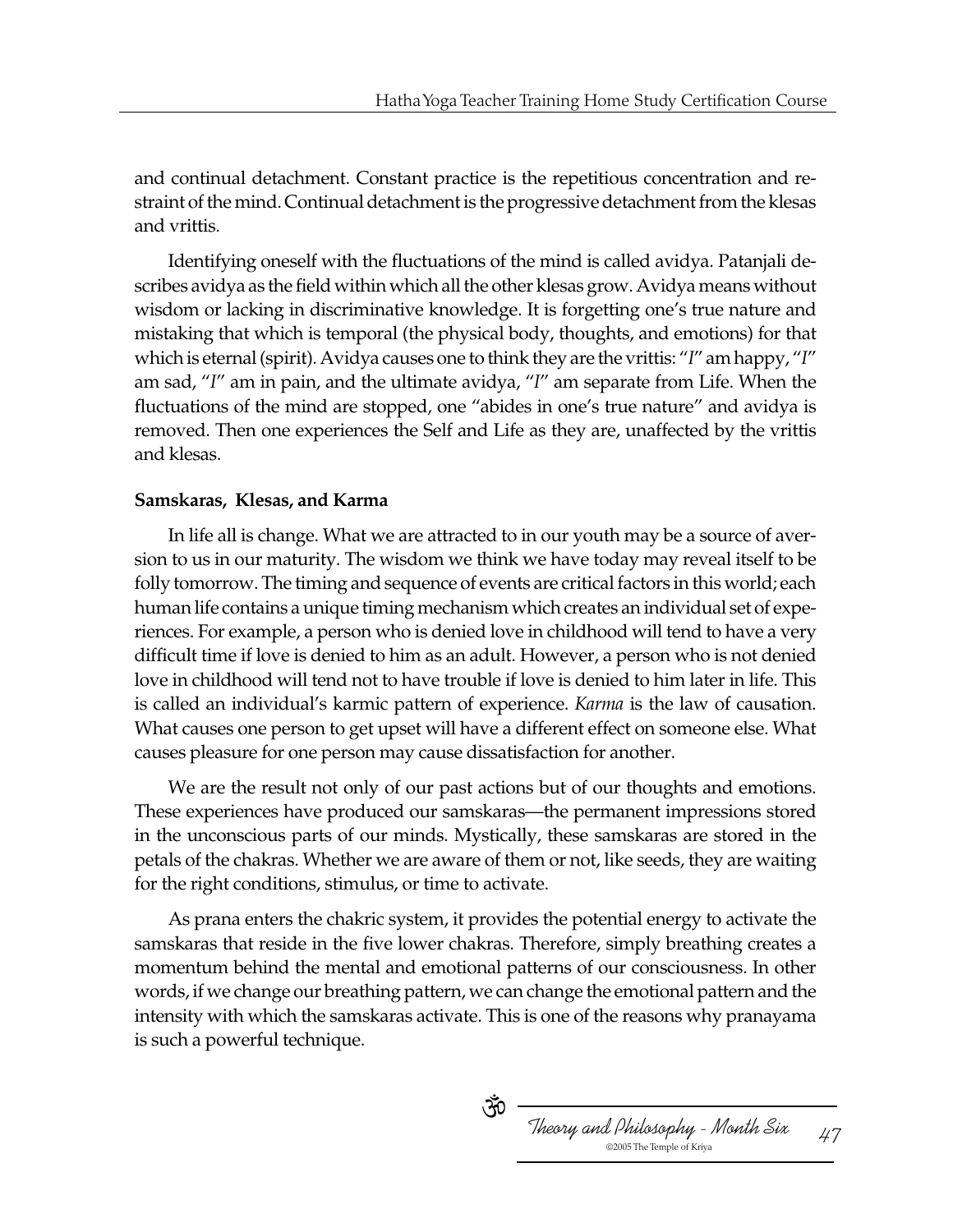and continual detachment. Constant practice is the repetitious concentration and restraint of the mind. Continual detachment is the progressive detachment from the klesas and vrittis.

Identifying oneself with the fluctuations of the mind is called avidya. Patanjali describes avidya as the field within which all the other klesas grow. Avidya means without wisdom or lacking in discriminative knowledge. It is forgetting one's true nature and mistaking that which is temporal (the physical body, thoughts, and emotions) for that which is eternal (spirit). Avidya causes one to think they are the vrittis: "*I*" am happy, "*I*" am sad, "*I*" am in pain, and the ultimate avidya, "*I*" am separate from Life. When the fluctuations of the mind are stopped, one "abides in one's true nature" and avidya is removed. Then one experiences the Self and Life as they are, unaffected by the vrittis and klesas.

**Samskaras, Klesas, and Karma**

In life all is change. What we are attracted to in our youth may be a source of aversion to us in our maturity. The wisdom we think we have today may reveal itself to be folly tomorrow. The timing and sequence of events are critical factors in this world; each human life contains a unique timing mechanism which creates an individual set of experiences. For example, a person who is denied love in childhood will tend to have a very difficult time if love is denied to him as an adult. However, a person who is not denied love in childhood will tend not to have trouble if love is denied to him later in life. This is called an individual's karmic pattern of experience. *Karma* is the law of causation. What causes one person to get upset will have a different effect on someone else. What causes pleasure for one person may cause dissatisfaction for another.

We are the result not only of our past actions but of our thoughts and emotions. These experiences have produced our samskaras—the permanent impressions stored in the unconscious parts of our minds. Mystically, these samskaras are stored in the petals of the chakras. Whether we are aware of them or not, like seeds, they are waiting for the right conditions, stimulus, or time to activate.

As prana enters the chakric system, it provides the potential energy to activate the samskaras that reside in the five lower chakras. Therefore, simply breathing creates a momentum behind the mental and emotional patterns of our consciousness. In other words, if we change our breathing pattern, we can change the emotional pattern and the intensity with which the samskaras activate. This is one of the reasons why pranayama is such a powerful technique.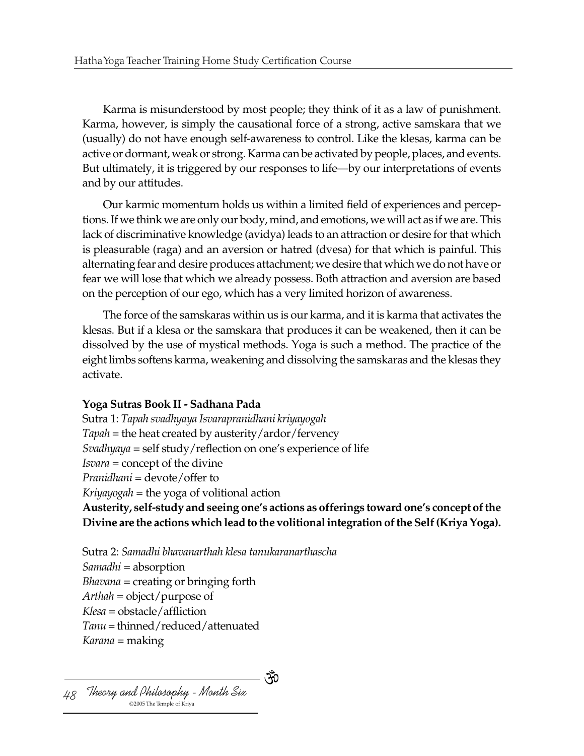Karma is misunderstood by most people; they think of it as a law of punishment. Karma, however, is simply the causational force of a strong, active samskara that we (usually) do not have enough self-awareness to control. Like the klesas, karma can be active or dormant, weak or strong. Karma can be activated by people, places, and events. But ultimately, it is triggered by our responses to life—by our interpretations of events and by our attitudes.

Our karmic momentum holds us within a limited field of experiences and perceptions. If we think we are only our body, mind, and emotions, we will act as if we are. This lack of discriminative knowledge (avidya) leads to an attraction or desire for that which is pleasurable (raga) and an aversion or hatred (dvesa) for that which is painful. This alternating fear and desire produces attachment; we desire that which we do not have or fear we will lose that which we already possess. Both attraction and aversion are based on the perception of our ego, which has a very limited horizon of awareness.

The force of the samskaras within us is our karma, and it is karma that activates the klesas. But if a klesa or the samskara that produces it can be weakened, then it can be dissolved by the use of mystical methods. Yoga is such a method. The practice of the eight limbs softens karma, weakening and dissolving the samskaras and the klesas they activate.

**Yoga Sutras Book II - Sadhana Pada**

Sutra 1: *Tapah svadhyaya Isvarapranidhani kriyayogah*
*Tapah* = the heat created by austerity/ardor/fervency
*Svadhyaya* = self study/reflection on one's experience of life
*Isvara* = concept of the divine
*Pranidhani* = devote/offer to
*Kriyayogah* = the yoga of volitional action
**Austerity, self-study and seeing one's actions as offerings toward one's concept of the Divine are the actions which lead to the volitional integration of the Self (Kriya Yoga).**

Sutra 2: *Samadhi bhavanarthah klesa tanukaranarthascha*
*Samadhi* = absorption
*Bhavana* = creating or bringing forth
*Arthah* = object/purpose of
*Klesa* = obstacle/affliction
*Tanu* = thinned/reduced/attenuated
*Karana* = making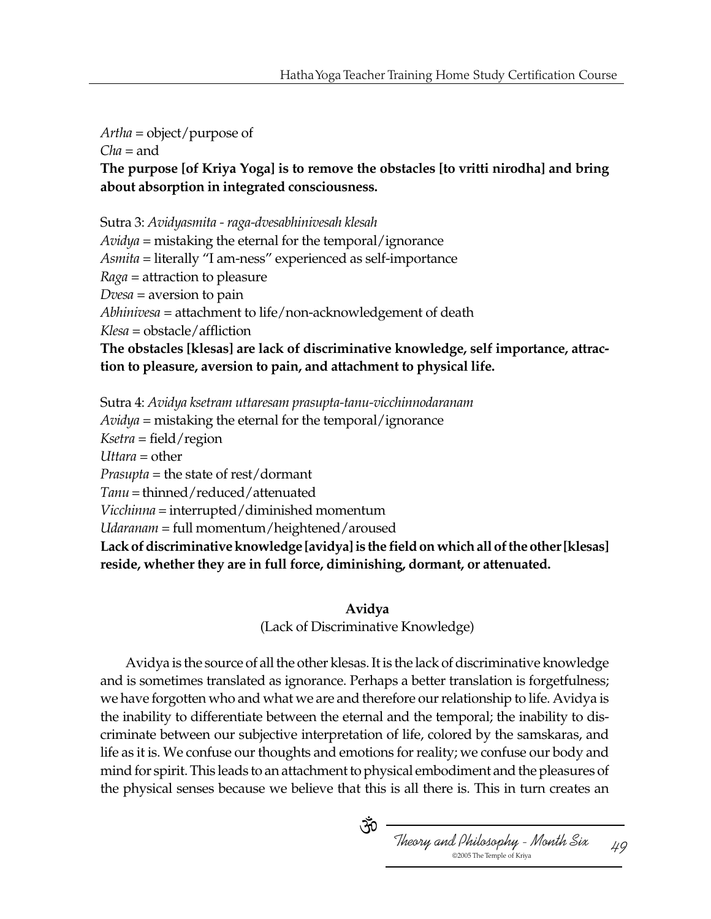*Artha* = object/purpose of
*Cha* = and
**The purpose [of Kriya Yoga] is to remove the obstacles [to vritti nirodha] and bring about absorption in integrated consciousness.**

Sutra 3: *Avidyasmita - raga-dvesabhinivesah klesah*
*Avidya* = mistaking the eternal for the temporal/ignorance
*Asmita* = literally "I am-ness" experienced as self-importance
*Raga* = attraction to pleasure
*Dvesa* = aversion to pain
*Abhinivesa* = attachment to life/non-acknowledgement of death
*Klesa* = obstacle/affliction
**The obstacles [klesas] are lack of discriminative knowledge, self importance, attraction to pleasure, aversion to pain, and attachment to physical life.**

Sutra 4: *Avidya ksetram uttaresam prasupta-tanu-vicchinnodaranam*
*Avidya* = mistaking the eternal for the temporal/ignorance
*Ksetra* = field/region
*Uttara* = other
*Prasupta* = the state of rest/dormant
*Tanu* = thinned/reduced/attenuated
*Vicchinna* = interrupted/diminished momentum
*Udaranam* = full momentum/heightened/aroused
**Lack of discriminative knowledge [avidya] is the field on which all of the other [klesas] reside, whether they are in full force, diminishing, dormant, or attenuated.**

## Avidya

(Lack of Discriminative Knowledge)

Avidya is the source of all the other klesas. It is the lack of discriminative knowledge and is sometimes translated as ignorance. Perhaps a better translation is forgetfulness; we have forgotten who and what we are and therefore our relationship to life. Avidya is the inability to differentiate between the eternal and the temporal; the inability to discriminate between our subjective interpretation of life, colored by the samskaras, and life as it is. We confuse our thoughts and emotions for reality; we confuse our body and mind for spirit. This leads to an attachment to physical embodiment and the pleasures of the physical senses because we believe that this is all there is. This in turn creates an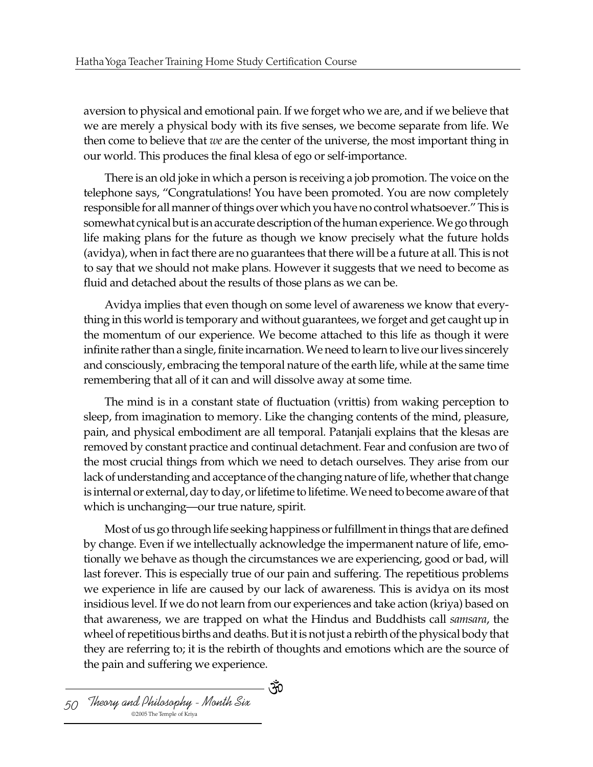aversion to physical and emotional pain. If we forget who we are, and if we believe that we are merely a physical body with its five senses, we become separate from life. We then come to believe that *we* are the center of the universe, the most important thing in our world. This produces the final klesa of ego or self-importance.

There is an old joke in which a person is receiving a job promotion. The voice on the telephone says, "Congratulations! You have been promoted. You are now completely responsible for all manner of things over which you have no control whatsoever." This is somewhat cynical but is an accurate description of the human experience. We go through life making plans for the future as though we know precisely what the future holds (avidya), when in fact there are no guarantees that there will be a future at all. This is not to say that we should not make plans. However it suggests that we need to become as fluid and detached about the results of those plans as we can be.

Avidya implies that even though on some level of awareness we know that everything in this world is temporary and without guarantees, we forget and get caught up in the momentum of our experience. We become attached to this life as though it were infinite rather than a single, finite incarnation. We need to learn to live our lives sincerely and consciously, embracing the temporal nature of the earth life, while at the same time remembering that all of it can and will dissolve away at some time.

The mind is in a constant state of fluctuation (vrittis) from waking perception to sleep, from imagination to memory. Like the changing contents of the mind, pleasure, pain, and physical embodiment are all temporal. Patanjali explains that the klesas are removed by constant practice and continual detachment. Fear and confusion are two of the most crucial things from which we need to detach ourselves. They arise from our lack of understanding and acceptance of the changing nature of life, whether that change is internal or external, day to day, or lifetime to lifetime. We need to become aware of that which is unchanging—our true nature, spirit.

Most of us go through life seeking happiness or fulfillment in things that are defined by change. Even if we intellectually acknowledge the impermanent nature of life, emotionally we behave as though the circumstances we are experiencing, good or bad, will last forever. This is especially true of our pain and suffering. The repetitious problems we experience in life are caused by our lack of awareness. This is avidya on its most insidious level. If we do not learn from our experiences and take action (kriya) based on that awareness, we are trapped on what the Hindus and Buddhists call *samsara*, the wheel of repetitious births and deaths. But it is not just a rebirth of the physical body that they are referring to; it is the rebirth of thoughts and emotions which are the source of the pain and suffering we experience.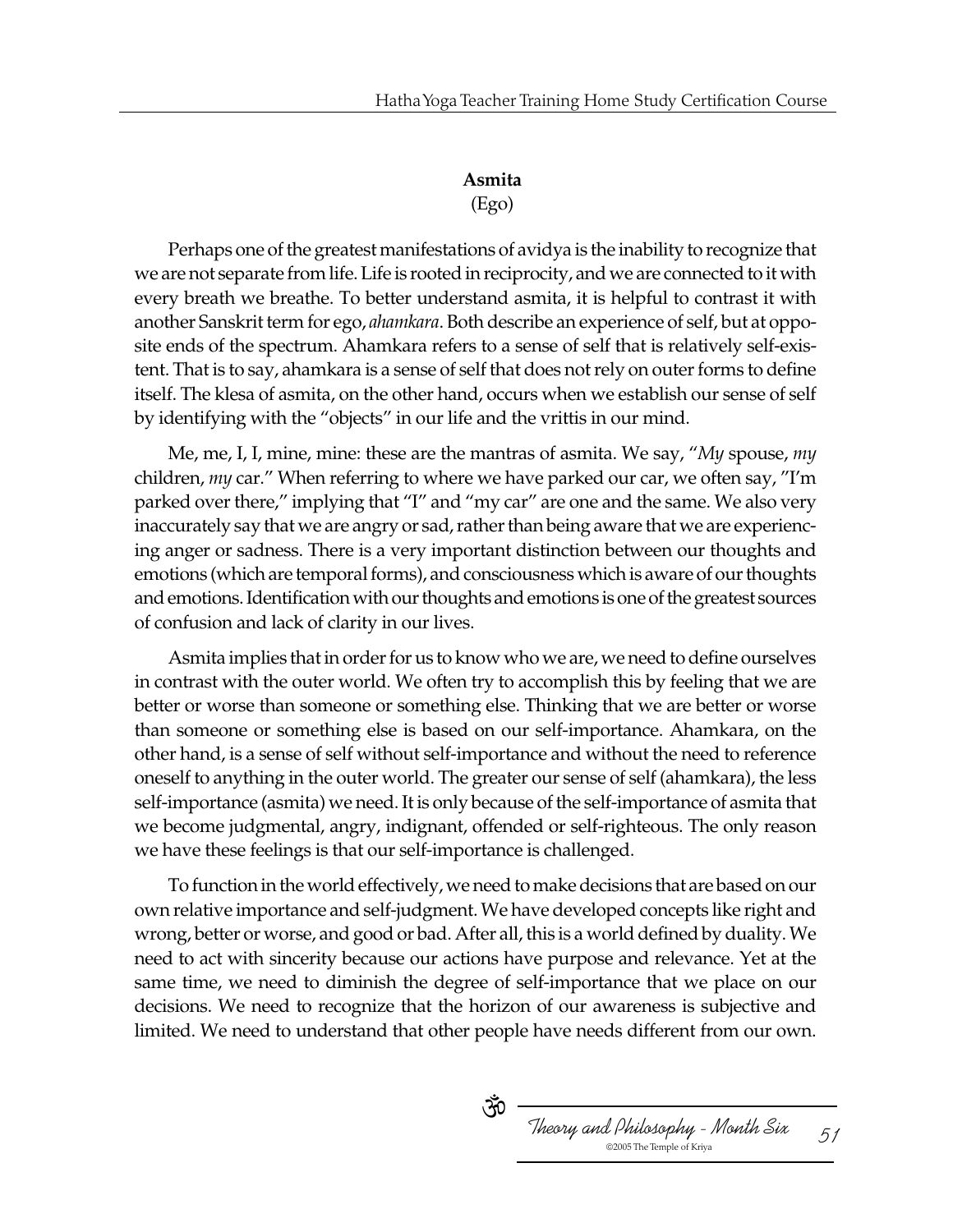## Asmita

(Ego)

Perhaps one of the greatest manifestations of avidya is the inability to recognize that we are not separate from life. Life is rooted in reciprocity, and we are connected to it with every breath we breathe. To better understand asmita, it is helpful to contrast it with another Sanskrit term for ego, *ahamkara*. Both describe an experience of self, but at opposite ends of the spectrum. Ahamkara refers to a sense of self that is relatively self-existent. That is to say, ahamkara is a sense of self that does not rely on outer forms to define itself. The klesa of asmita, on the other hand, occurs when we establish our sense of self by identifying with the "objects" in our life and the vrittis in our mind.

Me, me, I, I, mine, mine: these are the mantras of asmita. We say, "*My* spouse, *my* children, *my* car." When referring to where we have parked our car, we often say, "I'm parked over there," implying that "I" and "my car" are one and the same. We also very inaccurately say that we are angry or sad, rather than being aware that we are experiencing anger or sadness. There is a very important distinction between our thoughts and emotions (which are temporal forms), and consciousness which is aware of our thoughts and emotions. Identification with our thoughts and emotions is one of the greatest sources of confusion and lack of clarity in our lives.

Asmita implies that in order for us to know who we are, we need to define ourselves in contrast with the outer world. We often try to accomplish this by feeling that we are better or worse than someone or something else. Thinking that we are better or worse than someone or something else is based on our self-importance. Ahamkara, on the other hand, is a sense of self without self-importance and without the need to reference oneself to anything in the outer world. The greater our sense of self (ahamkara), the less self-importance (asmita) we need. It is only because of the self-importance of asmita that we become judgmental, angry, indignant, offended or self-righteous. The only reason we have these feelings is that our self-importance is challenged.

To function in the world effectively, we need to make decisions that are based on our own relative importance and self-judgment. We have developed concepts like right and wrong, better or worse, and good or bad. After all, this is a world defined by duality. We need to act with sincerity because our actions have purpose and relevance. Yet at the same time, we need to diminish the degree of self-importance that we place on our decisions. We need to recognize that the horizon of our awareness is subjective and limited. We need to understand that other people have needs different from our own.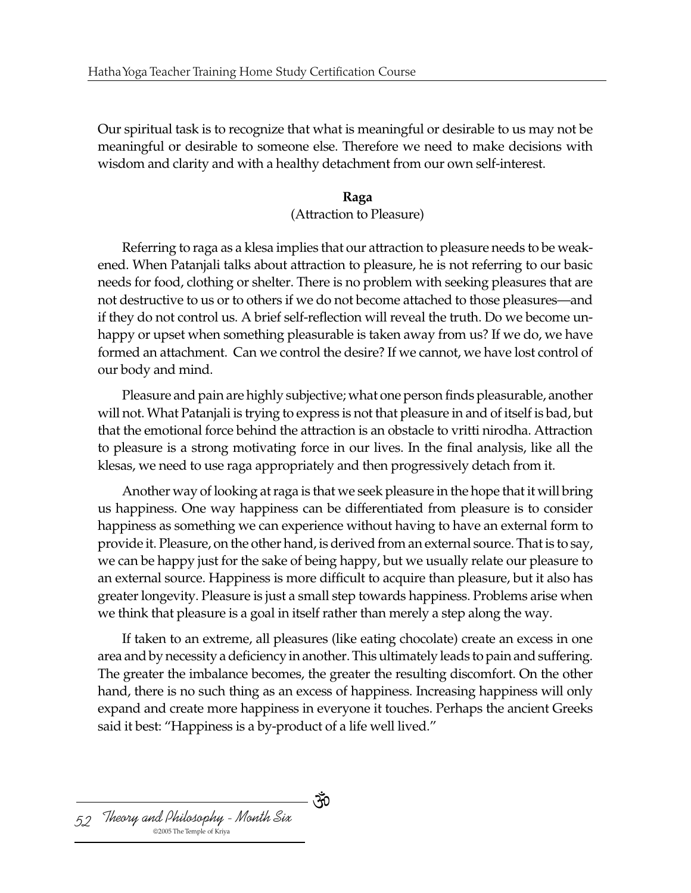Our spiritual task is to recognize that what is meaningful or desirable to us may not be meaningful or desirable to someone else. Therefore we need to make decisions with wisdom and clarity and with a healthy detachment from our own self-interest.

### Raga
(Attraction to Pleasure)

Referring to raga as a klesa implies that our attraction to pleasure needs to be weakened. When Patanjali talks about attraction to pleasure, he is not referring to our basic needs for food, clothing or shelter. There is no problem with seeking pleasures that are not destructive to us or to others if we do not become attached to those pleasures—and if they do not control us. A brief self-reflection will reveal the truth. Do we become unhappy or upset when something pleasurable is taken away from us? If we do, we have formed an attachment. Can we control the desire? If we cannot, we have lost control of our body and mind.

Pleasure and pain are highly subjective; what one person finds pleasurable, another will not. What Patanjali is trying to express is not that pleasure in and of itself is bad, but that the emotional force behind the attraction is an obstacle to vritti nirodha. Attraction to pleasure is a strong motivating force in our lives. In the final analysis, like all the klesas, we need to use raga appropriately and then progressively detach from it.

Another way of looking at raga is that we seek pleasure in the hope that it will bring us happiness. One way happiness can be differentiated from pleasure is to consider happiness as something we can experience without having to have an external form to provide it. Pleasure, on the other hand, is derived from an external source. That is to say, we can be happy just for the sake of being happy, but we usually relate our pleasure to an external source. Happiness is more difficult to acquire than pleasure, but it also has greater longevity. Pleasure is just a small step towards happiness. Problems arise when we think that pleasure is a goal in itself rather than merely a step along the way.

If taken to an extreme, all pleasures (like eating chocolate) create an excess in one area and by necessity a deficiency in another. This ultimately leads to pain and suffering. The greater the imbalance becomes, the greater the resulting discomfort. On the other hand, there is no such thing as an excess of happiness. Increasing happiness will only expand and create more happiness in everyone it touches. Perhaps the ancient Greeks said it best: "Happiness is a by-product of a life well lived."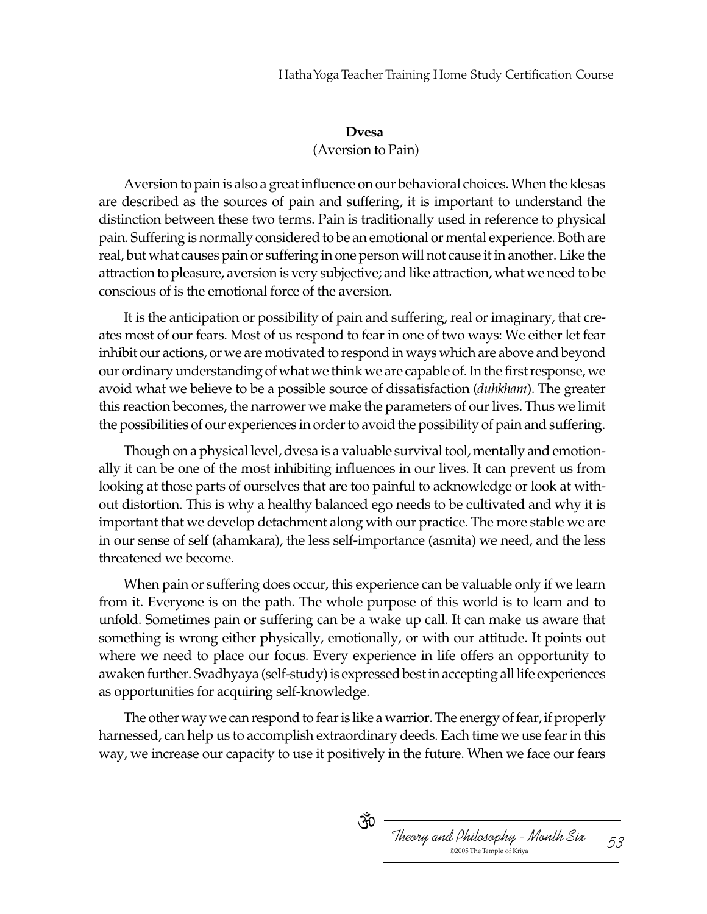## Dvesa

(Aversion to Pain)

Aversion to pain is also a great influence on our behavioral choices. When the klesas are described as the sources of pain and suffering, it is important to understand the distinction between these two terms. Pain is traditionally used in reference to physical pain. Suffering is normally considered to be an emotional or mental experience. Both are real, but what causes pain or suffering in one person will not cause it in another. Like the attraction to pleasure, aversion is very subjective; and like attraction, what we need to be conscious of is the emotional force of the aversion.

It is the anticipation or possibility of pain and suffering, real or imaginary, that creates most of our fears. Most of us respond to fear in one of two ways: We either let fear inhibit our actions, or we are motivated to respond in ways which are above and beyond our ordinary understanding of what we think we are capable of. In the first response, we avoid what we believe to be a possible source of dissatisfaction (*duhkham*). The greater this reaction becomes, the narrower we make the parameters of our lives. Thus we limit the possibilities of our experiences in order to avoid the possibility of pain and suffering.

Though on a physical level, dvesa is a valuable survival tool, mentally and emotionally it can be one of the most inhibiting influences in our lives. It can prevent us from looking at those parts of ourselves that are too painful to acknowledge or look at without distortion. This is why a healthy balanced ego needs to be cultivated and why it is important that we develop detachment along with our practice. The more stable we are in our sense of self (ahamkara), the less self-importance (asmita) we need, and the less threatened we become.

When pain or suffering does occur, this experience can be valuable only if we learn from it. Everyone is on the path. The whole purpose of this world is to learn and to unfold. Sometimes pain or suffering can be a wake up call. It can make us aware that something is wrong either physically, emotionally, or with our attitude. It points out where we need to place our focus. Every experience in life offers an opportunity to awaken further. Svadhyaya (self-study) is expressed best in accepting all life experiences as opportunities for acquiring self-knowledge.

The other way we can respond to fear is like a warrior. The energy of fear, if properly harnessed, can help us to accomplish extraordinary deeds. Each time we use fear in this way, we increase our capacity to use it positively in the future. When we face our fears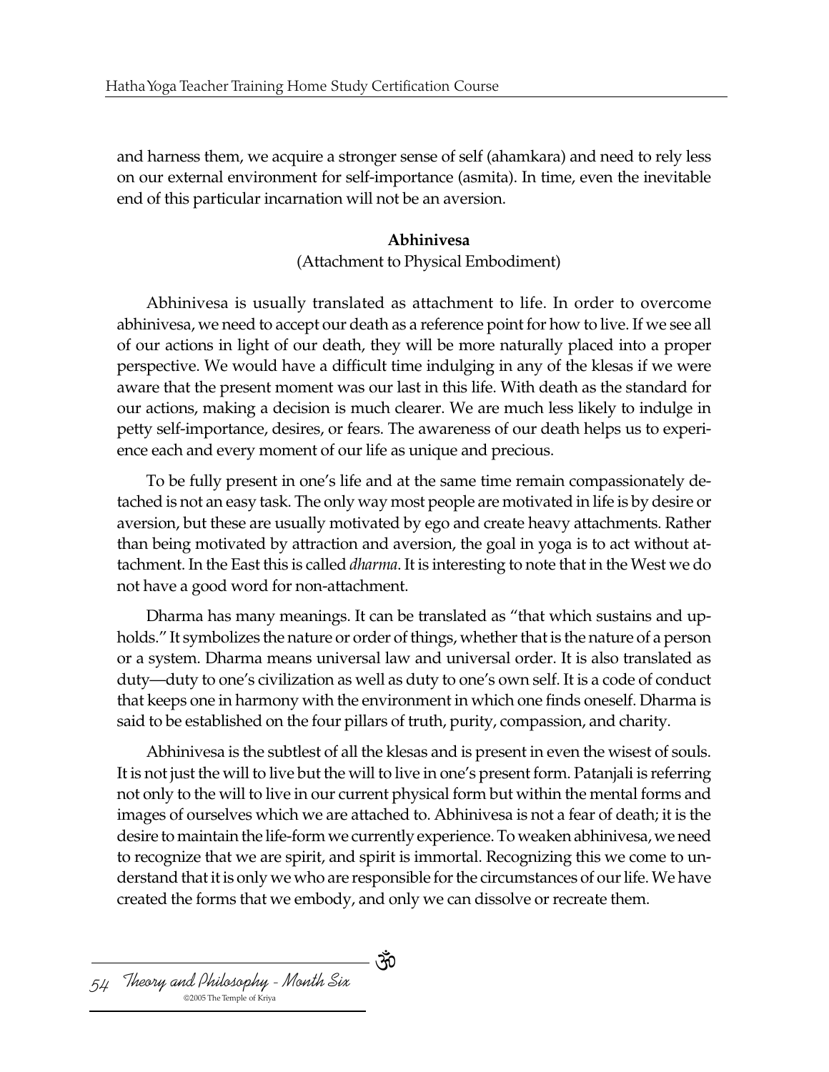and harness them, we acquire a stronger sense of self (ahamkara) and need to rely less on our external environment for self-importance (asmita). In time, even the inevitable end of this particular incarnation will not be an aversion.

### Abhinivesa

(Attachment to Physical Embodiment)

Abhinivesa is usually translated as attachment to life. In order to overcome abhinivesa, we need to accept our death as a reference point for how to live. If we see all of our actions in light of our death, they will be more naturally placed into a proper perspective. We would have a difficult time indulging in any of the klesas if we were aware that the present moment was our last in this life. With death as the standard for our actions, making a decision is much clearer. We are much less likely to indulge in petty self-importance, desires, or fears. The awareness of our death helps us to experience each and every moment of our life as unique and precious.

To be fully present in one's life and at the same time remain compassionately detached is not an easy task. The only way most people are motivated in life is by desire or aversion, but these are usually motivated by ego and create heavy attachments. Rather than being motivated by attraction and aversion, the goal in yoga is to act without attachment. In the East this is called *dharma*. It is interesting to note that in the West we do not have a good word for non-attachment.

Dharma has many meanings. It can be translated as "that which sustains and upholds." It symbolizes the nature or order of things, whether that is the nature of a person or a system. Dharma means universal law and universal order. It is also translated as duty—duty to one's civilization as well as duty to one's own self. It is a code of conduct that keeps one in harmony with the environment in which one finds oneself. Dharma is said to be established on the four pillars of truth, purity, compassion, and charity.

Abhinivesa is the subtlest of all the klesas and is present in even the wisest of souls. It is not just the will to live but the will to live in one's present form. Patanjali is referring not only to the will to live in our current physical form but within the mental forms and images of ourselves which we are attached to. Abhinivesa is not a fear of death; it is the desire to maintain the life-form we currently experience. To weaken abhinivesa, we need to recognize that we are spirit, and spirit is immortal. Recognizing this we come to understand that it is only we who are responsible for the circumstances of our life. We have created the forms that we embody, and only we can dissolve or recreate them.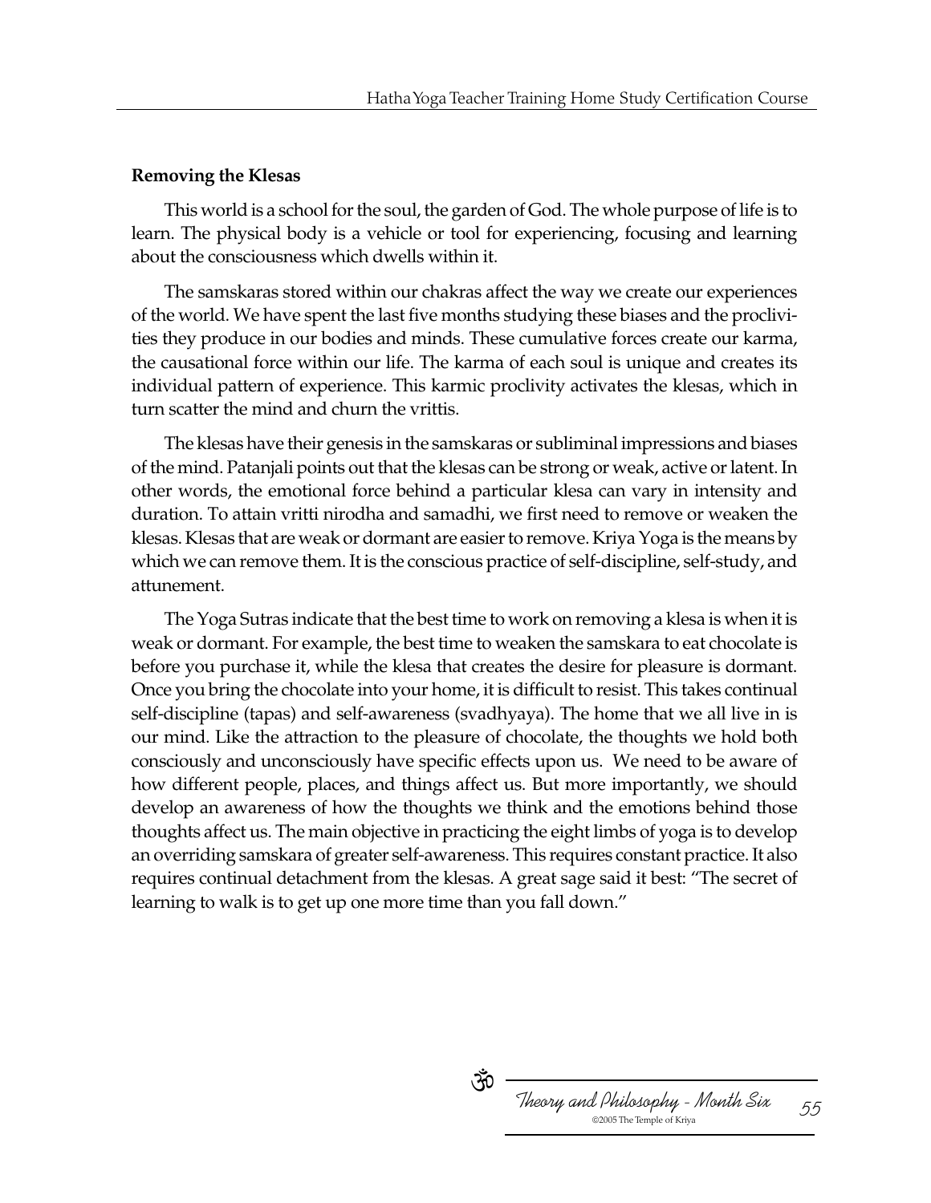**Removing the Klesas**

This world is a school for the soul, the garden of God. The whole purpose of life is to learn. The physical body is a vehicle or tool for experiencing, focusing and learning about the consciousness which dwells within it.

The samskaras stored within our chakras affect the way we create our experiences of the world. We have spent the last five months studying these biases and the proclivities they produce in our bodies and minds. These cumulative forces create our karma, the causational force within our life. The karma of each soul is unique and creates its individual pattern of experience. This karmic proclivity activates the klesas, which in turn scatter the mind and churn the vrittis.

The klesas have their genesis in the samskaras or subliminal impressions and biases of the mind. Patanjali points out that the klesas can be strong or weak, active or latent. In other words, the emotional force behind a particular klesa can vary in intensity and duration. To attain vritti nirodha and samadhi, we first need to remove or weaken the klesas. Klesas that are weak or dormant are easier to remove. Kriya Yoga is the means by which we can remove them. It is the conscious practice of self-discipline, self-study, and attunement.

The Yoga Sutras indicate that the best time to work on removing a klesa is when it is weak or dormant. For example, the best time to weaken the samskara to eat chocolate is before you purchase it, while the klesa that creates the desire for pleasure is dormant. Once you bring the chocolate into your home, it is difficult to resist. This takes continual self-discipline (tapas) and self-awareness (svadhyaya). The home that we all live in is our mind. Like the attraction to the pleasure of chocolate, the thoughts we hold both consciously and unconsciously have specific effects upon us. We need to be aware of how different people, places, and things affect us. But more importantly, we should develop an awareness of how the thoughts we think and the emotions behind those thoughts affect us. The main objective in practicing the eight limbs of yoga is to develop an overriding samskara of greater self-awareness. This requires constant practice. It also requires continual detachment from the klesas. A great sage said it best: "The secret of learning to walk is to get up one more time than you fall down."